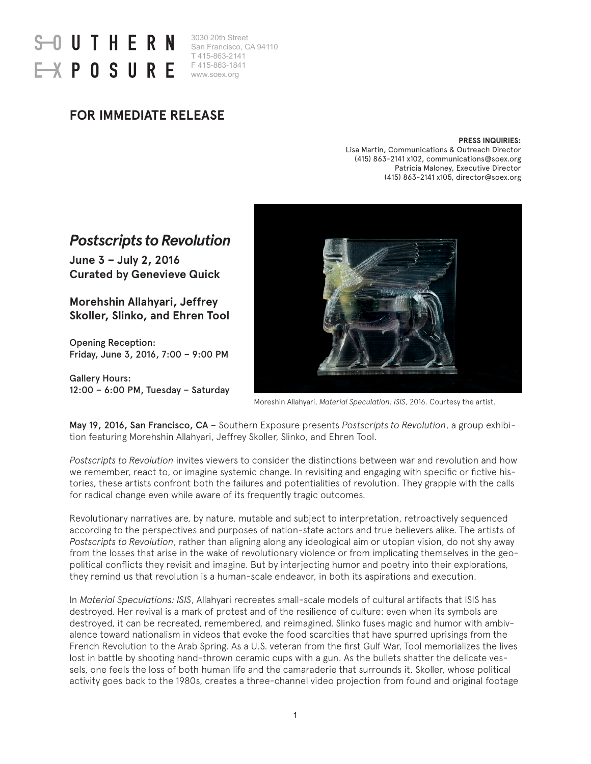SOUTHERN EXPOSURE

3030 20th Street
San Francisco, CA 94110
T 415-863-2141
F 415-863-1841
www.soex.org

## FOR IMMEDIATE RELEASE

**PRESS INQUIRIES:**
Lisa Martin, Communications & Outreach Director
(415) 863-2141 x102, communications@soex.org
Patricia Maloney, Executive Director
(415) 863-2141 x105, director@soex.org

# *Postscripts to Revolution*

**June 3 – July 2, 2016**
**Curated by Genevieve Quick**

**Morehshin Allahyari, Jeffrey Skoller, Slinko, and Ehren Tool**

**Opening Reception:**
**Friday, June 3, 2016, 7:00 – 9:00 PM**

**Gallery Hours:**
**12:00 – 6:00 PM, Tuesday – Saturday**

Moreshin Allahyari, *Material Speculation: ISIS*, 2016. Courtesy the artist.

**May 19, 2016, San Francisco, CA –** Southern Exposure presents *Postscripts to Revolution*, a group exhibition featuring Morehshin Allahyari, Jeffrey Skoller, Slinko, and Ehren Tool.

*Postscripts to Revolution* invites viewers to consider the distinctions between war and revolution and how we remember, react to, or imagine systemic change. In revisiting and engaging with specific or fictive histories, these artists confront both the failures and potentialities of revolution. They grapple with the calls for radical change even while aware of its frequently tragic outcomes.

Revolutionary narratives are, by nature, mutable and subject to interpretation, retroactively sequenced according to the perspectives and purposes of nation-state actors and true believers alike. The artists of *Postscripts to Revolution*, rather than aligning along any ideological aim or utopian vision, do not shy away from the losses that arise in the wake of revolutionary violence or from implicating themselves in the geopolitical conflicts they revisit and imagine. But by interjecting humor and poetry into their explorations, they remind us that revolution is a human-scale endeavor, in both its aspirations and execution.

In *Material Speculations: ISIS*, Allahyari recreates small-scale models of cultural artifacts that ISIS has destroyed. Her revival is a mark of protest and of the resilience of culture: even when its symbols are destroyed, it can be recreated, remembered, and reimagined. Slinko fuses magic and humor with ambivalence toward nationalism in videos that evoke the food scarcities that have spurred uprisings from the French Revolution to the Arab Spring. As a U.S. veteran from the first Gulf War, Tool memorializes the lives lost in battle by shooting hand-thrown ceramic cups with a gun. As the bullets shatter the delicate vessels, one feels the loss of both human life and the camaraderie that surrounds it. Skoller, whose political activity goes back to the 1980s, creates a three-channel video projection from found and original footage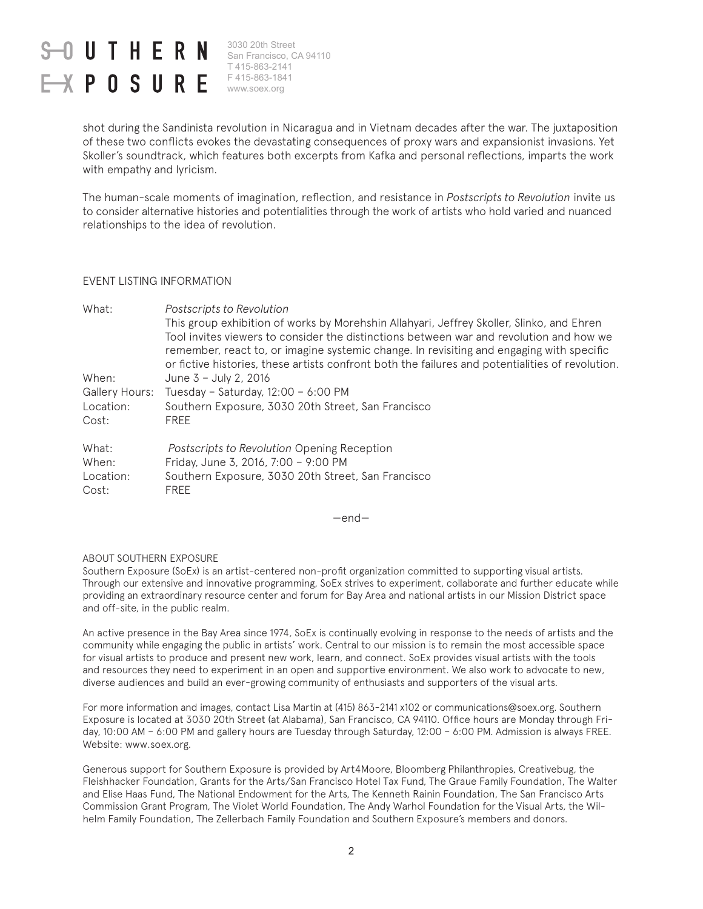shot during the Sandinista revolution in Nicaragua and in Vietnam decades after the war. The juxtaposition of these two conflicts evokes the devastating consequences of proxy wars and expansionist invasions. Yet Skoller's soundtrack, which features both excerpts from Kafka and personal reflections, imparts the work with empathy and lyricism.

The human-scale moments of imagination, reflection, and resistance in *Postscripts to Revolution* invite us to consider alternative histories and potentialities through the work of artists who hold varied and nuanced relationships to the idea of revolution.

## EVENT LISTING INFORMATION

| | |
|---|---|
| What: | *Postscripts to Revolution*<br>This group exhibition of works by Morehshin Allahyari, Jeffrey Skoller, Slinko, and Ehren Tool invites viewers to consider the distinctions between war and revolution and how we remember, react to, or imagine systemic change. In revisiting and engaging with specific or fictive histories, these artists confront both the failures and potentialities of revolution. |
| When: | June 3 – July 2, 2016 |
| Gallery Hours: | Tuesday – Saturday, 12:00 – 6:00 PM |
| Location: | Southern Exposure, 3030 20th Street, San Francisco |
| Cost: | FREE |

| | |
|---|---|
| What: | *Postscripts to Revolution* Opening Reception |
| When: | Friday, June 3, 2016, 7:00 – 9:00 PM |
| Location: | Southern Exposure, 3030 20th Street, San Francisco |
| Cost: | FREE |

—end—

### ABOUT SOUTHERN EXPOSURE

Southern Exposure (SoEx) is an artist-centered non-profit organization committed to supporting visual artists. Through our extensive and innovative programming, SoEx strives to experiment, collaborate and further educate while providing an extraordinary resource center and forum for Bay Area and national artists in our Mission District space and off-site, in the public realm.

An active presence in the Bay Area since 1974, SoEx is continually evolving in response to the needs of artists and the community while engaging the public in artists' work. Central to our mission is to remain the most accessible space for visual artists to produce and present new work, learn, and connect. SoEx provides visual artists with the tools and resources they need to experiment in an open and supportive environment. We also work to advocate to new, diverse audiences and build an ever-growing community of enthusiasts and supporters of the visual arts.

For more information and images, contact Lisa Martin at (415) 863-2141 x102 or communications@soex.org. Southern Exposure is located at 3030 20th Street (at Alabama), San Francisco, CA 94110. Office hours are Monday through Friday, 10:00 AM – 6:00 PM and gallery hours are Tuesday through Saturday, 12:00 – 6:00 PM. Admission is always FREE. Website: www.soex.org.

Generous support for Southern Exposure is provided by Art4Moore, Bloomberg Philanthropies, Creativebug, the Fleishhacker Foundation, Grants for the Arts/San Francisco Hotel Tax Fund, The Graue Family Foundation, The Walter and Elise Haas Fund, The National Endowment for the Arts, The Kenneth Rainin Foundation, The San Francisco Arts Commission Grant Program, The Violet World Foundation, The Andy Warhol Foundation for the Visual Arts, the Wilhelm Family Foundation, The Zellerbach Family Foundation and Southern Exposure's members and donors.